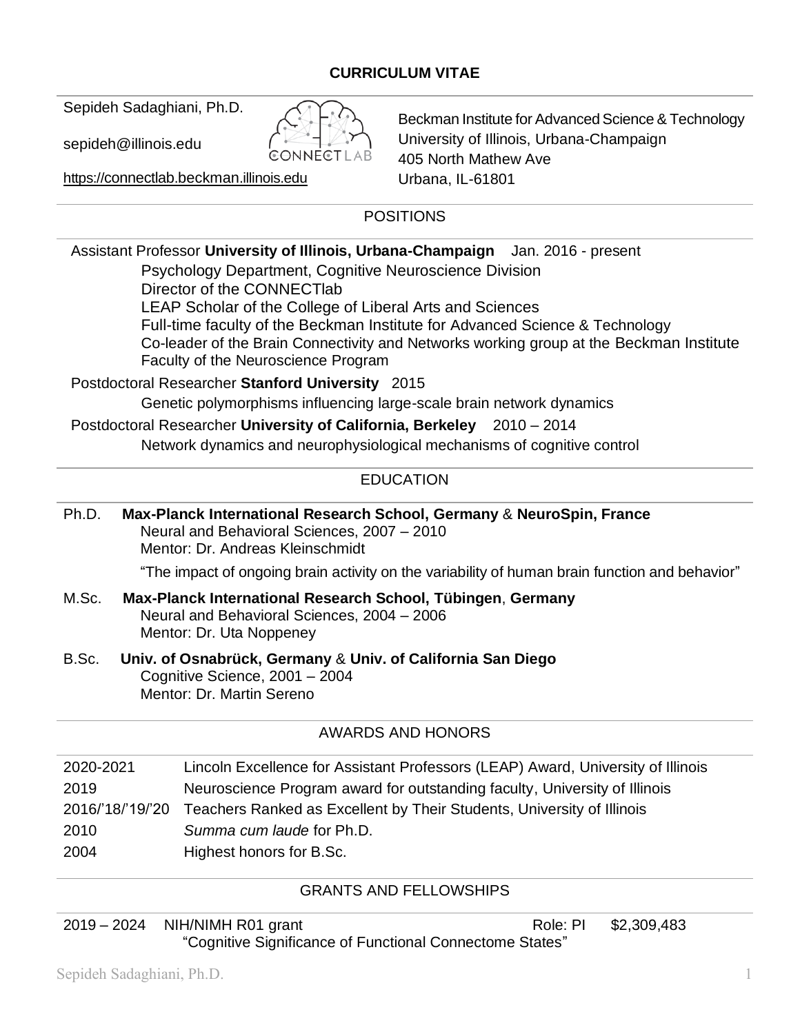# CURRICULUM VITAE

Sepideh Sadaghiani, Ph.D.

sepideh@illinois.edu

https://connectlab.beckman.illinois.edu

Beckman Institute for Advanced Science & Technology
University of Illinois, Urbana-Champaign
405 North Mathew Ave
Urbana, IL-61801

## POSITIONS

Assistant Professor **University of Illinois, Urbana-Champaign** Jan. 2016 - present

- Psychology Department, Cognitive Neuroscience Division
- Director of the CONNECTlab
- LEAP Scholar of the College of Liberal Arts and Sciences
- Full-time faculty of the Beckman Institute for Advanced Science & Technology
- Co-leader of the Brain Connectivity and Networks working group at the Beckman Institute
- Faculty of the Neuroscience Program

Postdoctoral Researcher **Stanford University** 2015

- Genetic polymorphisms influencing large-scale brain network dynamics

Postdoctoral Researcher **University of California, Berkeley** 2010 – 2014

- Network dynamics and neurophysiological mechanisms of cognitive control

## EDUCATION

Ph.D. **Max-Planck International Research School, Germany** & **NeuroSpin, France**
Neural and Behavioral Sciences, 2007 – 2010
Mentor: Dr. Andreas Kleinschmidt

"The impact of ongoing brain activity on the variability of human brain function and behavior"

M.Sc. **Max-Planck International Research School, Tübingen**, **Germany**
Neural and Behavioral Sciences, 2004 – 2006
Mentor: Dr. Uta Noppeney

B.Sc. **Univ. of Osnabrück, Germany** & **Univ. of California San Diego**
Cognitive Science, 2001 – 2004
Mentor: Dr. Martin Sereno

## AWARDS AND HONORS

| | |
|---|---|
| 2020-2021 | Lincoln Excellence for Assistant Professors (LEAP) Award, University of Illinois |
| 2019 | Neuroscience Program award for outstanding faculty, University of Illinois |
| 2016/'18/'19/'20 | Teachers Ranked as Excellent by Their Students, University of Illinois |
| 2010 | *Summa cum laude* for Ph.D. |
| 2004 | Highest honors for B.Sc. |

## GRANTS AND FELLOWSHIPS

| | | | |
|---|---|---|---|
| 2019 – 2024 | NIH/NIMH R01 grant<br>"Cognitive Significance of Functional Connectome States" | Role: PI | $2,309,483 |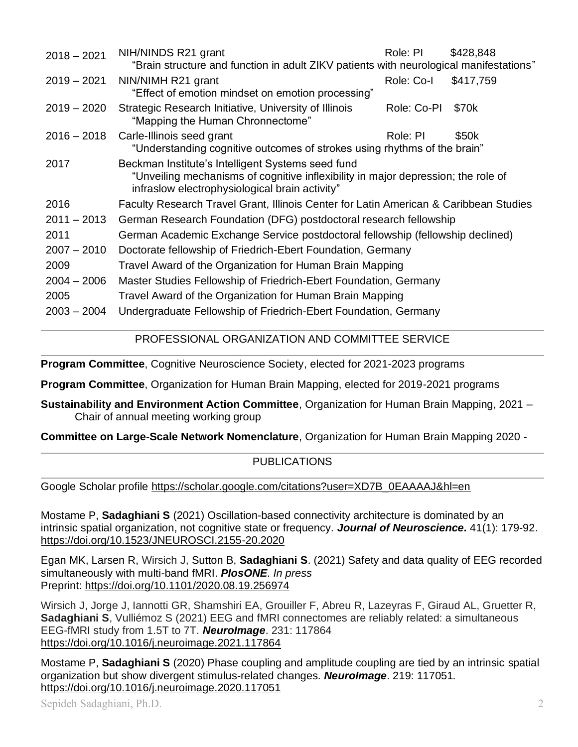| | | | |
|---|---|---|---|
| 2018 – 2021 | NIH/NINDS R21 grant<br>"Brain structure and function in adult ZIKV patients with neurological manifestations" | Role: PI | $428,848 |
| 2019 – 2021 | NIN/NIMH R21 grant<br>"Effect of emotion mindset on emotion processing" | Role: Co-I | $417,759 |
| 2019 – 2020 | Strategic Research Initiative, University of Illinois<br>"Mapping the Human Chronnectome" | Role: Co-PI | $70k |
| 2016 – 2018 | Carle-Illinois seed grant<br>"Understanding cognitive outcomes of strokes using rhythms of the brain" | Role: PI | $50k |
| 2017 | Beckman Institute's Intelligent Systems seed fund<br>"Unveiling mechanisms of cognitive inflexibility in major depression; the role of infraslow electrophysiological brain activity" | | |
| 2016 | Faculty Research Travel Grant, Illinois Center for Latin American & Caribbean Studies | | |
| 2011 – 2013 | German Research Foundation (DFG) postdoctoral research fellowship | | |
| 2011 | German Academic Exchange Service postdoctoral fellowship (fellowship declined) | | |
| 2007 – 2010 | Doctorate fellowship of Friedrich-Ebert Foundation, Germany | | |
| 2009 | Travel Award of the Organization for Human Brain Mapping | | |
| 2004 – 2006 | Master Studies Fellowship of Friedrich-Ebert Foundation, Germany | | |
| 2005 | Travel Award of the Organization for Human Brain Mapping | | |
| 2003 – 2004 | Undergraduate Fellowship of Friedrich-Ebert Foundation, Germany | | |

## PROFESSIONAL ORGANIZATION AND COMMITTEE SERVICE

**Program Committee**, Cognitive Neuroscience Society, elected for 2021-2023 programs

**Program Committee**, Organization for Human Brain Mapping, elected for 2019-2021 programs

**Sustainability and Environment Action Committee**, Organization for Human Brain Mapping, 2021 – Chair of annual meeting working group

**Committee on Large-Scale Network Nomenclature**, Organization for Human Brain Mapping 2020 -

## PUBLICATIONS

Google Scholar profile https://scholar.google.com/citations?user=XD7B_0EAAAAJ&hl=en

Mostame P, **Sadaghiani S** (2021) Oscillation-based connectivity architecture is dominated by an intrinsic spatial organization, not cognitive state or frequency. ***Journal of Neuroscience.*** 41(1): 179-92. https://doi.org/10.1523/JNEUROSCI.2155-20.2020

Egan MK, Larsen R, Wirsich J, Sutton B, **Sadaghiani S**. (2021) Safety and data quality of EEG recorded simultaneously with multi-band fMRI. ***PlosONE***. *In press*
Preprint: https://doi.org/10.1101/2020.08.19.256974

Wirsich J, Jorge J, Iannotti GR, Shamshiri EA, Grouiller F, Abreu R, Lazeyras F, Giraud AL, Gruetter R, **Sadaghiani S**, Vulliémoz S (2021) EEG and fMRI connectomes are reliably related: a simultaneous EEG-fMRI study from 1.5T to 7T. ***NeuroImage***. 231: 117864
https://doi.org/10.1016/j.neuroimage.2021.117864

Mostame P, **Sadaghiani S** (2020) Phase coupling and amplitude coupling are tied by an intrinsic spatial organization but show divergent stimulus-related changes. ***NeuroImage***. 219: 117051*.*
https://doi.org/10.1016/j.neuroimage.2020.117051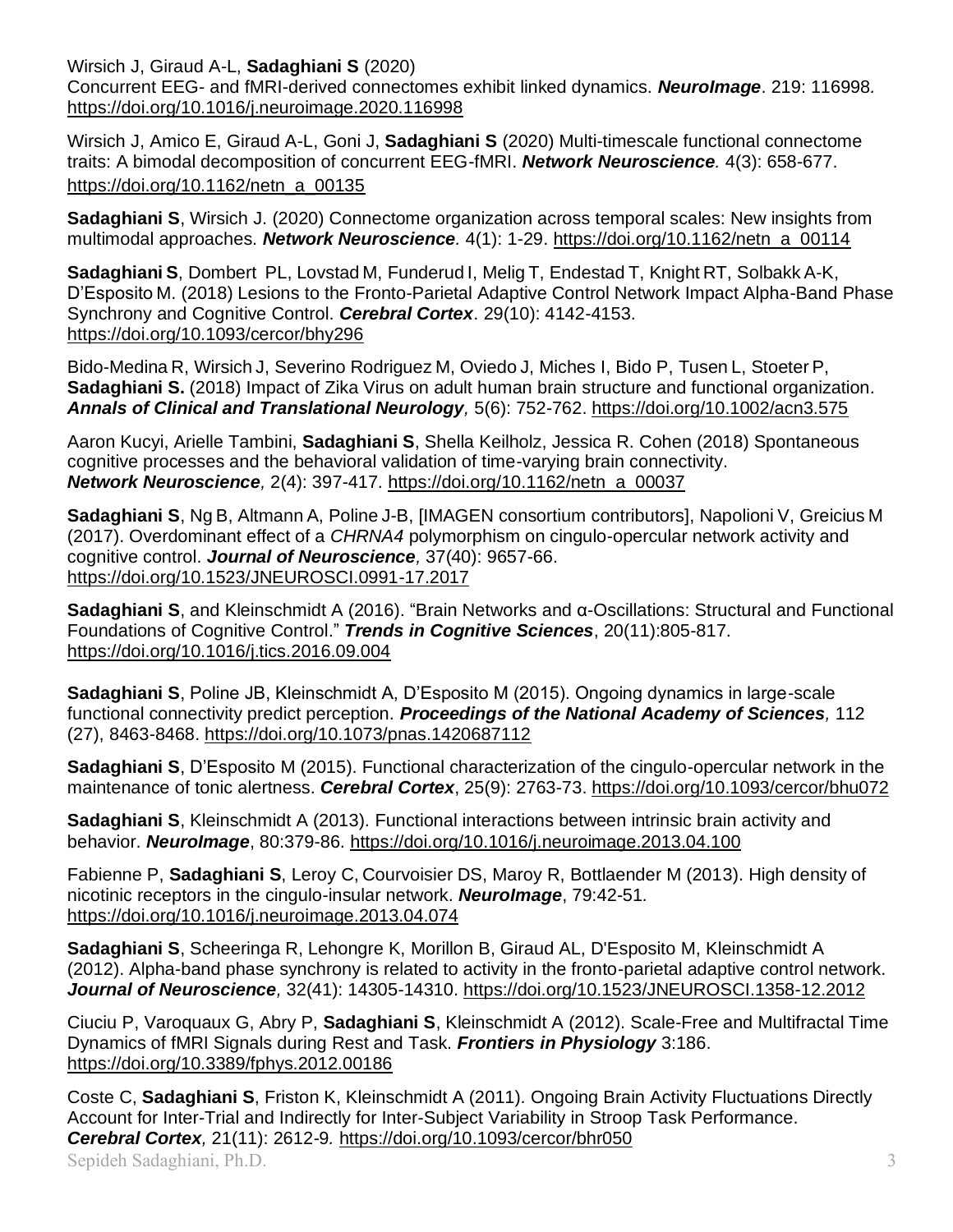Wirsich J, Giraud A-L, **Sadaghiani S** (2020)
Concurrent EEG- and fMRI-derived connectomes exhibit linked dynamics. ***NeuroImage***. 219: 116998. https://doi.org/10.1016/j.neuroimage.2020.116998

Wirsich J, Amico E, Giraud A-L, Goni J, **Sadaghiani S** (2020) Multi-timescale functional connectome traits: A bimodal decomposition of concurrent EEG-fMRI. ***Network Neuroscience.*** 4(3): 658-677. https://doi.org/10.1162/netn_a_00135

**Sadaghiani S**, Wirsich J. (2020) Connectome organization across temporal scales: New insights from multimodal approaches. ***Network Neuroscience.*** 4(1): 1-29. https://doi.org/10.1162/netn_a_00114

**Sadaghiani S**, Dombert PL, Lovstad M, Funderud I, Melig T, Endestad T, Knight RT, Solbakk A-K, D'Esposito M. (2018) Lesions to the Fronto-Parietal Adaptive Control Network Impact Alpha-Band Phase Synchrony and Cognitive Control. ***Cerebral Cortex***. 29(10): 4142-4153. https://doi.org/10.1093/cercor/bhy296

Bido-Medina R, Wirsich J, Severino Rodriguez M, Oviedo J, Miches I, Bido P, Tusen L, Stoeter P, **Sadaghiani S.** (2018) Impact of Zika Virus on adult human brain structure and functional organization. ***Annals of Clinical and Translational Neurology,*** 5(6): 752-762. https://doi.org/10.1002/acn3.575

Aaron Kucyi, Arielle Tambini, **Sadaghiani S**, Shella Keilholz, Jessica R. Cohen (2018) Spontaneous cognitive processes and the behavioral validation of time-varying brain connectivity. ***Network Neuroscience,*** 2(4): 397-417. https://doi.org/10.1162/netn_a_00037

**Sadaghiani S**, Ng B, Altmann A, Poline J-B, [IMAGEN consortium contributors], Napolioni V, Greicius M (2017). Overdominant effect of a *CHRNA4* polymorphism on cingulo-opercular network activity and cognitive control. ***Journal of Neuroscience,*** 37(40): 9657-66. https://doi.org/10.1523/JNEUROSCI.0991-17.2017

**Sadaghiani S**, and Kleinschmidt A (2016). "Brain Networks and α-Oscillations: Structural and Functional Foundations of Cognitive Control." ***Trends in Cognitive Sciences***, 20(11):805-817. https://doi.org/10.1016/j.tics.2016.09.004

**Sadaghiani S**, Poline JB, Kleinschmidt A, D'Esposito M (2015). Ongoing dynamics in large-scale functional connectivity predict perception. ***Proceedings of the National Academy of Sciences,*** 112 (27), 8463-8468. https://doi.org/10.1073/pnas.1420687112

**Sadaghiani S**, D'Esposito M (2015). Functional characterization of the cingulo-opercular network in the maintenance of tonic alertness. ***Cerebral Cortex***, 25(9): 2763-73. https://doi.org/10.1093/cercor/bhu072

**Sadaghiani S**, Kleinschmidt A (2013). Functional interactions between intrinsic brain activity and behavior. ***NeuroImage***, 80:379-86. https://doi.org/10.1016/j.neuroimage.2013.04.100

Fabienne P, **Sadaghiani S**, Leroy C, Courvoisier DS, Maroy R, Bottlaender M (2013). High density of nicotinic receptors in the cingulo-insular network. ***NeuroImage***, 79:42-51. https://doi.org/10.1016/j.neuroimage.2013.04.074

**Sadaghiani S**, Scheeringa R, Lehongre K, Morillon B, Giraud AL, D'Esposito M, Kleinschmidt A (2012). Alpha-band phase synchrony is related to activity in the fronto-parietal adaptive control network. ***Journal of Neuroscience,*** 32(41): 14305-14310. https://doi.org/10.1523/JNEUROSCI.1358-12.2012

Ciuciu P, Varoquaux G, Abry P, **Sadaghiani S**, Kleinschmidt A (2012). Scale-Free and Multifractal Time Dynamics of fMRI Signals during Rest and Task. ***Frontiers in Physiology*** 3:186. https://doi.org/10.3389/fphys.2012.00186

Coste C, **Sadaghiani S**, Friston K, Kleinschmidt A (2011). Ongoing Brain Activity Fluctuations Directly Account for Inter-Trial and Indirectly for Inter-Subject Variability in Stroop Task Performance. ***Cerebral Cortex,*** 21(11): 2612-9. https://doi.org/10.1093/cercor/bhr050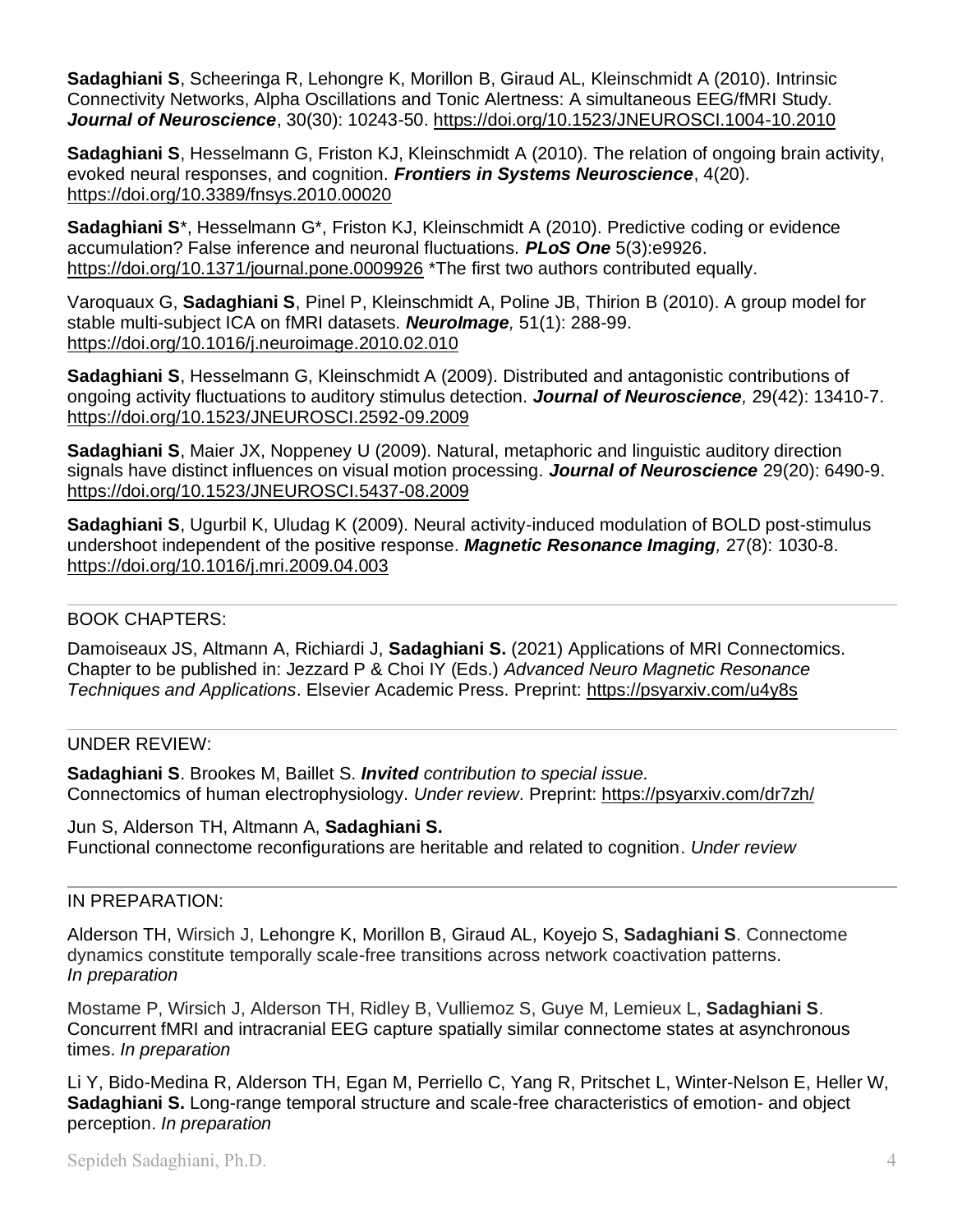**Sadaghiani S**, Scheeringa R, Lehongre K, Morillon B, Giraud AL, Kleinschmidt A (2010). Intrinsic Connectivity Networks, Alpha Oscillations and Tonic Alertness: A simultaneous EEG/fMRI Study. ***Journal of Neuroscience***, 30(30): 10243-50. https://doi.org/10.1523/JNEUROSCI.1004-10.2010

**Sadaghiani S**, Hesselmann G, Friston KJ, Kleinschmidt A (2010). The relation of ongoing brain activity, evoked neural responses, and cognition. ***Frontiers in Systems Neuroscience***, 4(20). https://doi.org/10.3389/fnsys.2010.00020

**Sadaghiani S***, Hesselmann G*, Friston KJ, Kleinschmidt A (2010). Predictive coding or evidence accumulation? False inference and neuronal fluctuations. ***PLoS One*** 5(3):e9926. https://doi.org/10.1371/journal.pone.0009926 *The first two authors contributed equally.

Varoquaux G, **Sadaghiani S**, Pinel P, Kleinschmidt A, Poline JB, Thirion B (2010). A group model for stable multi-subject ICA on fMRI datasets. ***NeuroImage****,* 51(1): 288-99. https://doi.org/10.1016/j.neuroimage.2010.02.010

**Sadaghiani S**, Hesselmann G, Kleinschmidt A (2009). Distributed and antagonistic contributions of ongoing activity fluctuations to auditory stimulus detection. ***Journal of Neuroscience****,* 29(42): 13410-7. https://doi.org/10.1523/JNEUROSCI.2592-09.2009

**Sadaghiani S**, Maier JX, Noppeney U (2009). Natural, metaphoric and linguistic auditory direction signals have distinct influences on visual motion processing. ***Journal of Neuroscience*** 29(20): 6490-9. https://doi.org/10.1523/JNEUROSCI.5437-08.2009

**Sadaghiani S**, Ugurbil K, Uludag K (2009). Neural activity-induced modulation of BOLD post-stimulus undershoot independent of the positive response. ***Magnetic Resonance Imaging****,* 27(8): 1030-8. https://doi.org/10.1016/j.mri.2009.04.003

---

BOOK CHAPTERS:

Damoiseaux JS, Altmann A, Richiardi J, **Sadaghiani S.** (2021) Applications of MRI Connectomics. Chapter to be published in: Jezzard P & Choi IY (Eds.) *Advanced Neuro Magnetic Resonance Techniques and Applications*. Elsevier Academic Press. Preprint: https://psyarxiv.com/u4y8s

---

UNDER REVIEW:

**Sadaghiani S**. Brookes M, Baillet S. ***Invited*** *contribution to special issue.*
Connectomics of human electrophysiology. *Under review*. Preprint: https://psyarxiv.com/dr7zh/

Jun S, Alderson TH, Altmann A, **Sadaghiani S.**
Functional connectome reconfigurations are heritable and related to cognition. *Under review*

---

IN PREPARATION:

Alderson TH, Wirsich J, Lehongre K, Morillon B, Giraud AL, Koyejo S, **Sadaghiani S**. Connectome dynamics constitute temporally scale-free transitions across network coactivation patterns. *In preparation*

Mostame P, Wirsich J, Alderson TH, Ridley B, Vulliemoz S, Guye M, Lemieux L, **Sadaghiani S**. Concurrent fMRI and intracranial EEG capture spatially similar connectome states at asynchronous times. *In preparation*

Li Y, Bido-Medina R, Alderson TH, Egan M, Perriello C, Yang R, Pritschet L, Winter-Nelson E, Heller W, **Sadaghiani S.** Long-range temporal structure and scale-free characteristics of emotion- and object perception. *In preparation*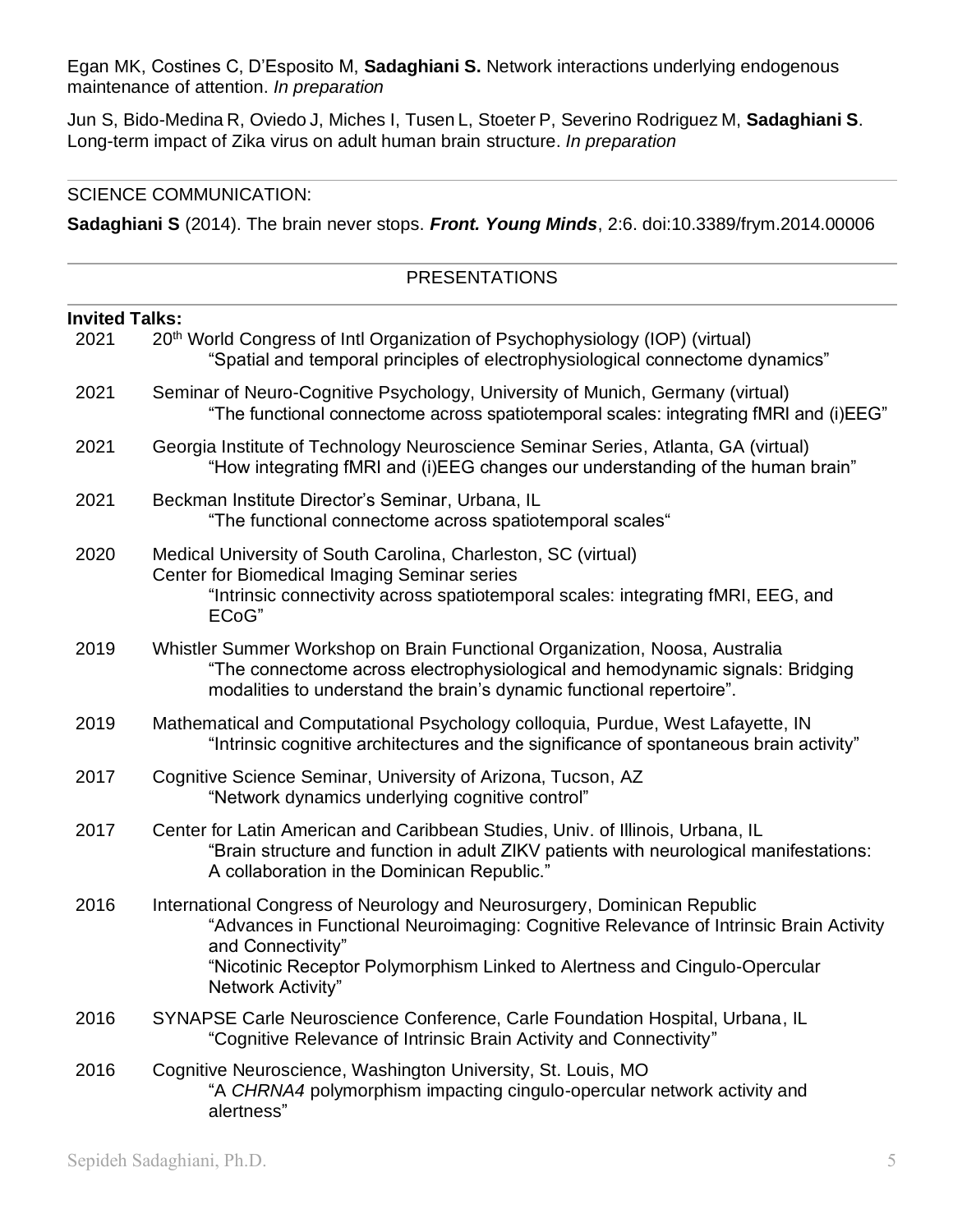Egan MK, Costines C, D'Esposito M, **Sadaghiani S.** Network interactions underlying endogenous maintenance of attention. *In preparation*

Jun S, Bido-Medina R, Oviedo J, Miches I, Tusen L, Stoeter P, Severino Rodriguez M, **Sadaghiani S**. Long-term impact of Zika virus on adult human brain structure. *In preparation*

SCIENCE COMMUNICATION:

**Sadaghiani S** (2014). The brain never stops. ***Front. Young Minds***, 2:6. doi:10.3389/frym.2014.00006

## PRESENTATIONS

**Invited Talks:**

2021 20th World Congress of Intl Organization of Psychophysiology (IOP) (virtual)
"Spatial and temporal principles of electrophysiological connectome dynamics"

2021 Seminar of Neuro-Cognitive Psychology, University of Munich, Germany (virtual)
"The functional connectome across spatiotemporal scales: integrating fMRI and (i)EEG"

2021 Georgia Institute of Technology Neuroscience Seminar Series, Atlanta, GA (virtual)
"How integrating fMRI and (i)EEG changes our understanding of the human brain"

2021 Beckman Institute Director's Seminar, Urbana, IL
"The functional connectome across spatiotemporal scales"

2020 Medical University of South Carolina, Charleston, SC (virtual)
Center for Biomedical Imaging Seminar series
"Intrinsic connectivity across spatiotemporal scales: integrating fMRI, EEG, and ECoG"

2019 Whistler Summer Workshop on Brain Functional Organization, Noosa, Australia
"The connectome across electrophysiological and hemodynamic signals: Bridging modalities to understand the brain's dynamic functional repertoire".

2019 Mathematical and Computational Psychology colloquia, Purdue, West Lafayette, IN
"Intrinsic cognitive architectures and the significance of spontaneous brain activity"

2017 Cognitive Science Seminar, University of Arizona, Tucson, AZ
"Network dynamics underlying cognitive control"

2017 Center for Latin American and Caribbean Studies, Univ. of Illinois, Urbana, IL
"Brain structure and function in adult ZIKV patients with neurological manifestations: A collaboration in the Dominican Republic."

2016 International Congress of Neurology and Neurosurgery, Dominican Republic
"Advances in Functional Neuroimaging: Cognitive Relevance of Intrinsic Brain Activity and Connectivity"
"Nicotinic Receptor Polymorphism Linked to Alertness and Cingulo-Opercular Network Activity"

2016 SYNAPSE Carle Neuroscience Conference, Carle Foundation Hospital, Urbana, IL
"Cognitive Relevance of Intrinsic Brain Activity and Connectivity"

2016 Cognitive Neuroscience, Washington University, St. Louis, MO
"A *CHRNA4* polymorphism impacting cingulo-opercular network activity and alertness"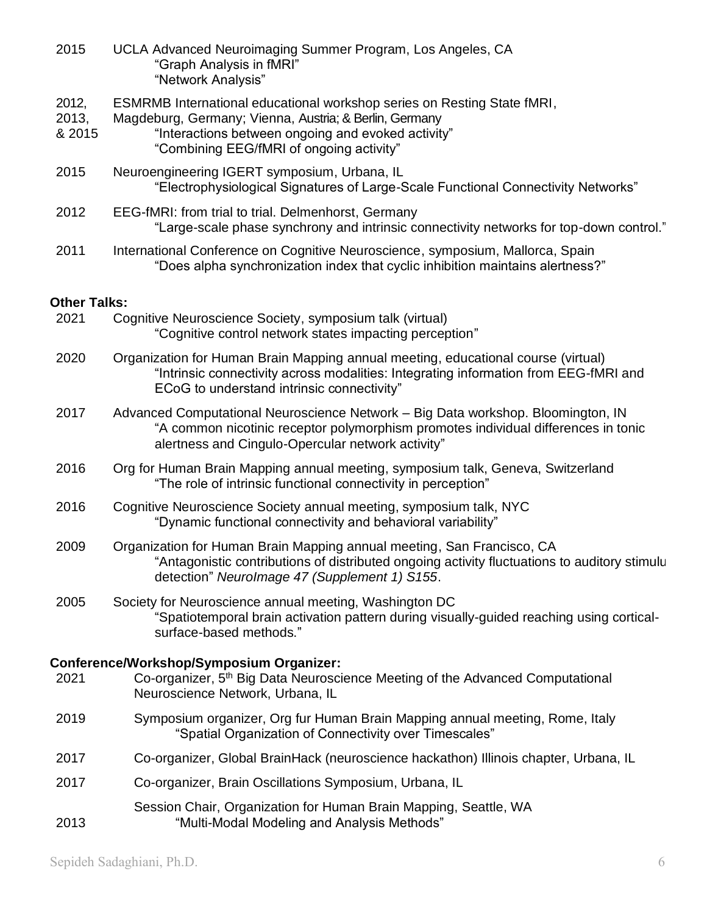2015 UCLA Advanced Neuroimaging Summer Program, Los Angeles, CA
"Graph Analysis in fMRI"
"Network Analysis"

2012, 2013, & 2015 ESMRMB International educational workshop series on Resting State fMRI, Magdeburg, Germany; Vienna, Austria; & Berlin, Germany
"Interactions between ongoing and evoked activity"
"Combining EEG/fMRI of ongoing activity"

2015 Neuroengineering IGERT symposium, Urbana, IL
"Electrophysiological Signatures of Large-Scale Functional Connectivity Networks"

2012 EEG-fMRI: from trial to trial. Delmenhorst, Germany
"Large-scale phase synchrony and intrinsic connectivity networks for top-down control."

2011 International Conference on Cognitive Neuroscience, symposium, Mallorca, Spain
"Does alpha synchronization index that cyclic inhibition maintains alertness?"

**Other Talks:**

2021 Cognitive Neuroscience Society, symposium talk (virtual)
"Cognitive control network states impacting perception"

2020 Organization for Human Brain Mapping annual meeting, educational course (virtual)
"Intrinsic connectivity across modalities: Integrating information from EEG-fMRI and ECoG to understand intrinsic connectivity"

2017 Advanced Computational Neuroscience Network – Big Data workshop. Bloomington, IN
"A common nicotinic receptor polymorphism promotes individual differences in tonic alertness and Cingulo-Opercular network activity"

2016 Org for Human Brain Mapping annual meeting, symposium talk, Geneva, Switzerland
"The role of intrinsic functional connectivity in perception"

2016 Cognitive Neuroscience Society annual meeting, symposium talk, NYC
"Dynamic functional connectivity and behavioral variability"

2009 Organization for Human Brain Mapping annual meeting, San Francisco, CA
"Antagonistic contributions of distributed ongoing activity fluctuations to auditory stimulu detection" *NeuroImage 47 (Supplement 1) S155*.

2005 Society for Neuroscience annual meeting, Washington DC
"Spatiotemporal brain activation pattern during visually-guided reaching using cortical-surface-based methods."

**Conference/Workshop/Symposium Organizer:**

2021 Co-organizer, 5th Big Data Neuroscience Meeting of the Advanced Computational Neuroscience Network, Urbana, IL

2019 Symposium organizer, Org fur Human Brain Mapping annual meeting, Rome, Italy
"Spatial Organization of Connectivity over Timescales"

2017 Co-organizer, Global BrainHack (neuroscience hackathon) Illinois chapter, Urbana, IL

2017 Co-organizer, Brain Oscillations Symposium, Urbana, IL

2013 Session Chair, Organization for Human Brain Mapping, Seattle, WA
"Multi-Modal Modeling and Analysis Methods"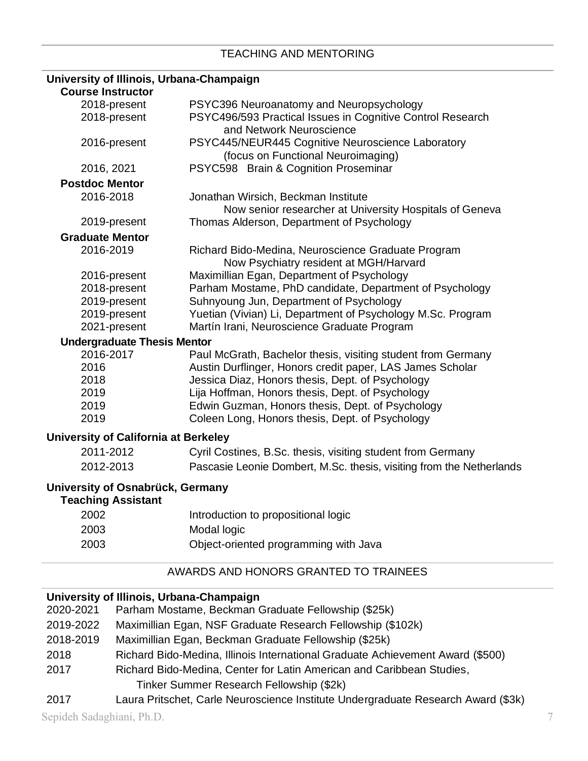## TEACHING AND MENTORING

### University of Illinois, Urbana-Champaign

**Course Instructor**

- 2018-present — PSYC396 Neuroanatomy and Neuropsychology
- 2018-present — PSYC496/593 Practical Issues in Cognitive Control Research and Network Neuroscience
- 2016-present — PSYC445/NEUR445 Cognitive Neuroscience Laboratory (focus on Functional Neuroimaging)
- 2016, 2021 — PSYC598 Brain & Cognition Proseminar

**Postdoc Mentor**

- 2016-2018 — Jonathan Wirsich, Beckman Institute
  Now senior researcher at University Hospitals of Geneva
- 2019-present — Thomas Alderson, Department of Psychology

**Graduate Mentor**

- 2016-2019 — Richard Bido-Medina, Neuroscience Graduate Program
  Now Psychiatry resident at MGH/Harvard
- 2016-present — Maximillian Egan, Department of Psychology
- 2018-present — Parham Mostame, PhD candidate, Department of Psychology
- 2019-present — Suhnyoung Jun, Department of Psychology
- 2019-present — Yuetian (Vivian) Li, Department of Psychology M.Sc. Program
- 2021-present — Martín Irani, Neuroscience Graduate Program

**Undergraduate Thesis Mentor**

- 2016-2017 — Paul McGrath, Bachelor thesis, visiting student from Germany
- 2016 — Austin Durflinger, Honors credit paper, LAS James Scholar
- 2018 — Jessica Diaz, Honors thesis, Dept. of Psychology
- 2019 — Lija Hoffman, Honors thesis, Dept. of Psychology
- 2019 — Edwin Guzman, Honors thesis, Dept. of Psychology
- 2019 — Coleen Long, Honors thesis, Dept. of Psychology

### University of California at Berkeley

- 2011-2012 — Cyril Costines, B.Sc. thesis, visiting student from Germany
- 2012-2013 — Pascasie Leonie Dombert, M.Sc. thesis, visiting from the Netherlands

### University of Osnabrück, Germany

**Teaching Assistant**

- 2002 — Introduction to propositional logic
- 2003 — Modal logic
- 2003 — Object-oriented programming with Java

## AWARDS AND HONORS GRANTED TO TRAINEES

### University of Illinois, Urbana-Champaign

- 2020-2021 — Parham Mostame, Beckman Graduate Fellowship ($25k)
- 2019-2022 — Maximillian Egan, NSF Graduate Research Fellowship ($102k)
- 2018-2019 — Maximillian Egan, Beckman Graduate Fellowship ($25k)
- 2018 — Richard Bido-Medina, Illinois International Graduate Achievement Award ($500)
- 2017 — Richard Bido-Medina, Center for Latin American and Caribbean Studies, Tinker Summer Research Fellowship ($2k)
- 2017 — Laura Pritschet, Carle Neuroscience Institute Undergraduate Research Award ($3k)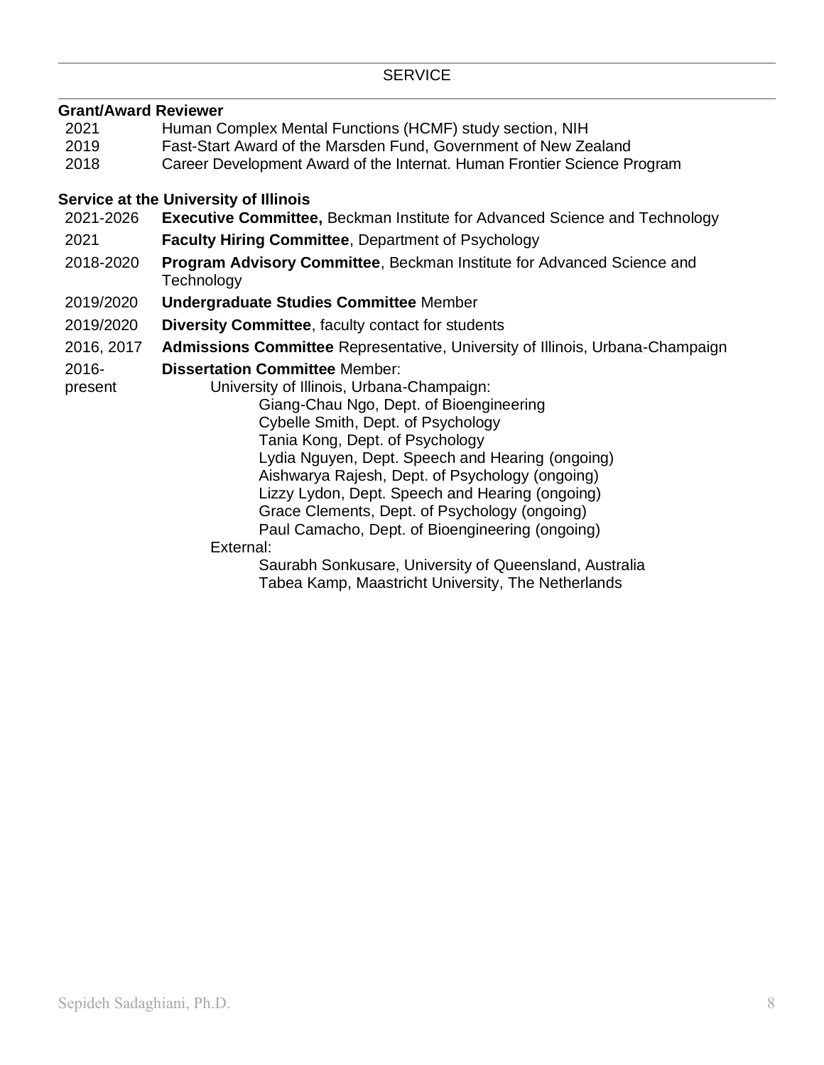## SERVICE

**Grant/Award Reviewer**

| | |
|---|---|
| 2021 | Human Complex Mental Functions (HCMF) study section, NIH |
| 2019 | Fast-Start Award of the Marsden Fund, Government of New Zealand |
| 2018 | Career Development Award of the Internat. Human Frontier Science Program |

**Service at the University of Illinois**

| | |
|---|---|
| 2021-2026 | **Executive Committee,** Beckman Institute for Advanced Science and Technology |
| 2021 | **Faculty Hiring Committee**, Department of Psychology |
| 2018-2020 | **Program Advisory Committee**, Beckman Institute for Advanced Science and Technology |
| 2019/2020 | **Undergraduate Studies Committee** Member |
| 2019/2020 | **Diversity Committee**, faculty contact for students |
| 2016, 2017 | **Admissions Committee** Representative, University of Illinois, Urbana-Champaign |
| 2016-present | **Dissertation Committee** Member: |

University of Illinois, Urbana-Champaign:

- Giang-Chau Ngo, Dept. of Bioengineering
- Cybelle Smith, Dept. of Psychology
- Tania Kong, Dept. of Psychology
- Lydia Nguyen, Dept. Speech and Hearing (ongoing)
- Aishwarya Rajesh, Dept. of Psychology (ongoing)
- Lizzy Lydon, Dept. Speech and Hearing (ongoing)
- Grace Clements, Dept. of Psychology (ongoing)
- Paul Camacho, Dept. of Bioengineering (ongoing)

External:

- Saurabh Sonkusare, University of Queensland, Australia
- Tabea Kamp, Maastricht University, The Netherlands